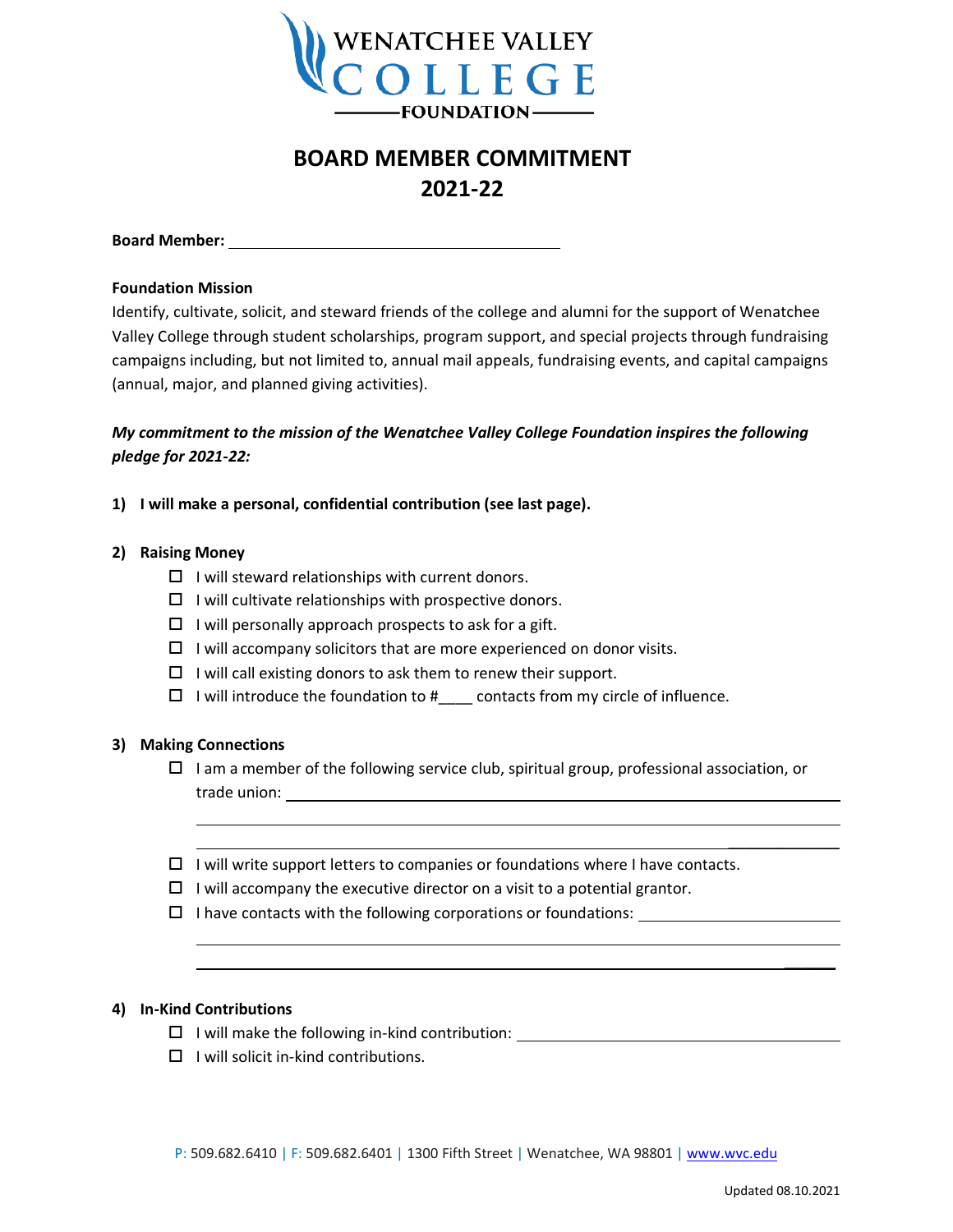WENATCHEE VALLEY COLLEGE FOUNDATION

# BOARD MEMBER COMMITMENT 2021-22

**Board Member:** ________________________________

**Foundation Mission**

Identify, cultivate, solicit, and steward friends of the college and alumni for the support of Wenatchee Valley College through student scholarships, program support, and special projects through fundraising campaigns including, but not limited to, annual mail appeals, fundraising events, and capital campaigns (annual, major, and planned giving activities).

***My commitment to the mission of the Wenatchee Valley College Foundation inspires the following pledge for 2021-22:***

**1) I will make a personal, confidential contribution (see last page).**

**2) Raising Money**

- ☐ I will steward relationships with current donors.
- ☐ I will cultivate relationships with prospective donors.
- ☐ I will personally approach prospects to ask for a gift.
- ☐ I will accompany solicitors that are more experienced on donor visits.
- ☐ I will call existing donors to ask them to renew their support.
- ☐ I will introduce the foundation to #____ contacts from my circle of influence.

**3) Making Connections**

- ☐ I am a member of the following service club, spiritual group, professional association, or trade union: ________________________________________________
  ________________________________________________
  ________________________________________________
- ☐ I will write support letters to companies or foundations where I have contacts.
- ☐ I will accompany the executive director on a visit to a potential grantor.
- ☐ I have contacts with the following corporations or foundations: ______________________
  ________________________________________________
  ________________________________________________

**4) In-Kind Contributions**

- ☐ I will make the following in-kind contribution: ______________________________
- ☐ I will solicit in-kind contributions.

P: 509.682.6410 | F: 509.682.6401 | 1300 Fifth Street | Wenatchee, WA 98801 | www.wvc.edu

Updated 08.10.2021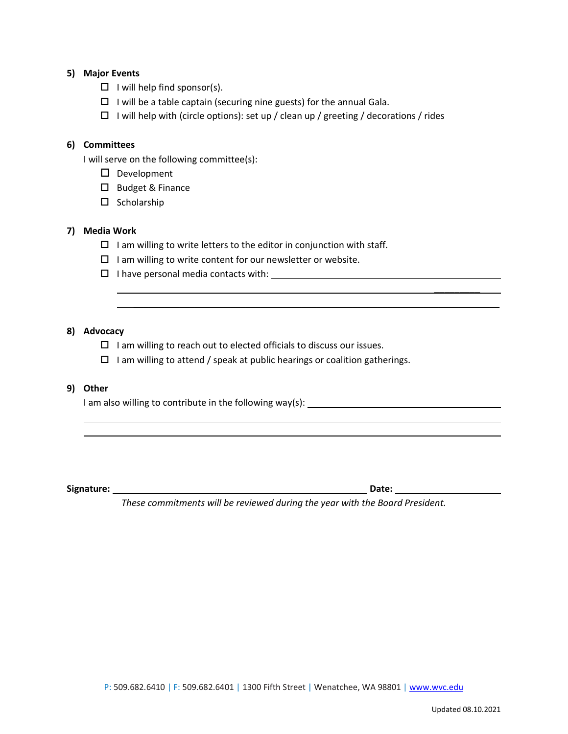**5) Major Events**

- ☐ I will help find sponsor(s).
- ☐ I will be a table captain (securing nine guests) for the annual Gala.
- ☐ I will help with (circle options): set up / clean up / greeting / decorations / rides

**6) Committees**

I will serve on the following committee(s):

- ☐ Development
- ☐ Budget & Finance
- ☐ Scholarship

**7) Media Work**

- ☐ I am willing to write letters to the editor in conjunction with staff.
- ☐ I am willing to write content for our newsletter or website.
- ☐ I have personal media contacts with: ______________________________

______________________________________________________________

______________________________________________________________

**8) Advocacy**

- ☐ I am willing to reach out to elected officials to discuss our issues.
- ☐ I am willing to attend / speak at public hearings or coalition gatherings.

**9) Other**

I am also willing to contribute in the following way(s): ______________________________

______________________________________________________________

______________________________________________________________

**Signature:** ______________________________ **Date:** ______________

*These commitments will be reviewed during the year with the Board President.*

P: 509.682.6410 | F: 509.682.6401 | 1300 Fifth Street | Wenatchee, WA 98801 | www.wvc.edu

Updated 08.10.2021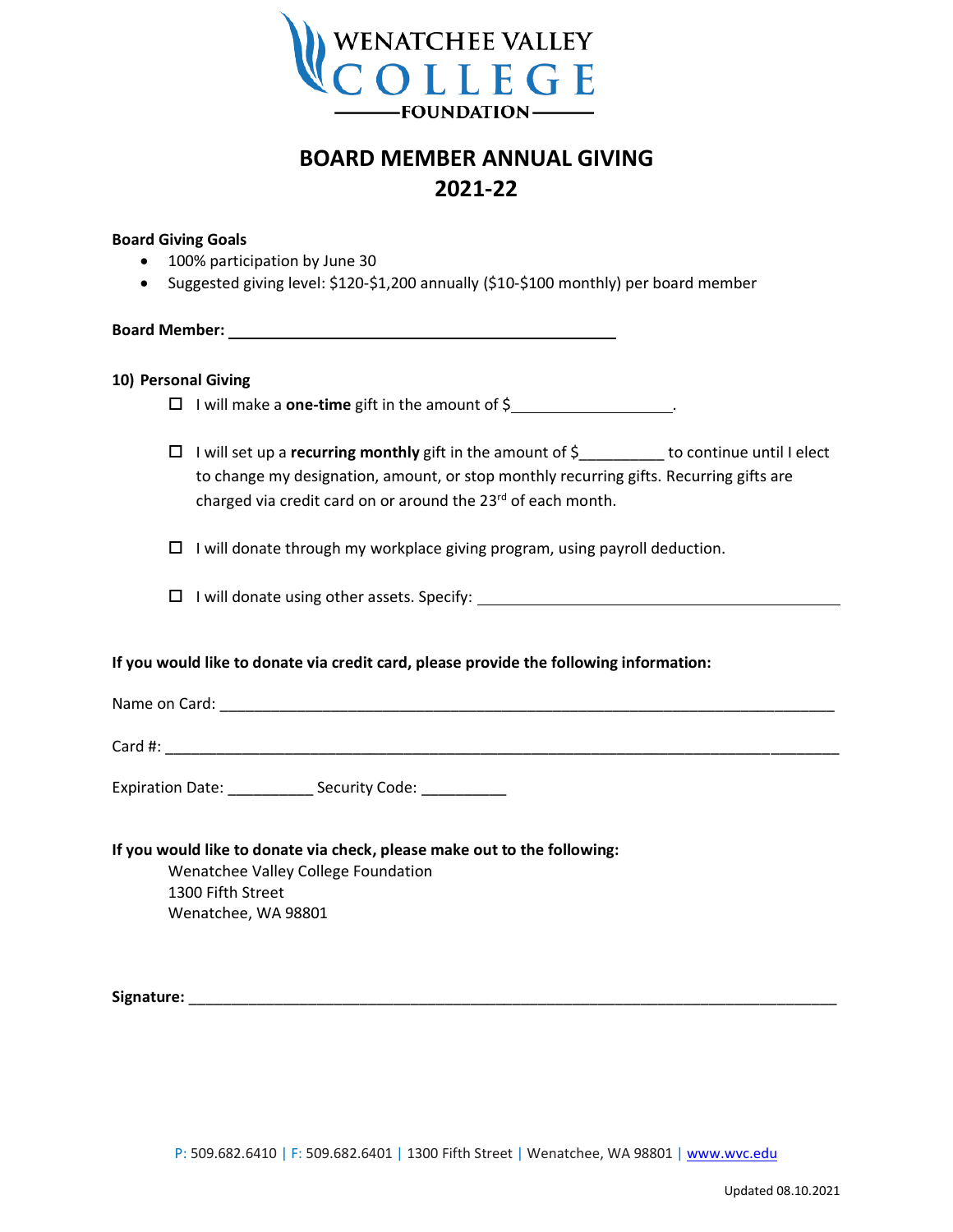WENATCHEE VALLEY COLLEGE FOUNDATION

# BOARD MEMBER ANNUAL GIVING 2021-22

**Board Giving Goals**

- 100% participation by June 30
- Suggested giving level: $120-$1,200 annually ($10-$100 monthly) per board member

**Board Member:** ______________________________________

**10) Personal Giving**

- ☐ I will make a **one-time** gift in the amount of $__________________.
- ☐ I will set up a **recurring monthly** gift in the amount of $__________ to continue until I elect to change my designation, amount, or stop monthly recurring gifts. Recurring gifts are charged via credit card on or around the 23rd of each month.
- ☐ I will donate through my workplace giving program, using payroll deduction.
- ☐ I will donate using other assets. Specify: ______________________________________

**If you would like to donate via credit card, please provide the following information:**

Name on Card: ___________________________________________________________________________

Card #: _________________________________________________________________________________

Expiration Date: __________ Security Code: __________

**If you would like to donate via check, please make out to the following:**

Wenatchee Valley College Foundation
1300 Fifth Street
Wenatchee, WA 98801

**Signature:** ______________________________________________________________________________

P: 509.682.6410 | F: 509.682.6401 | 1300 Fifth Street | Wenatchee, WA 98801 | www.wvc.edu

Updated 08.10.2021